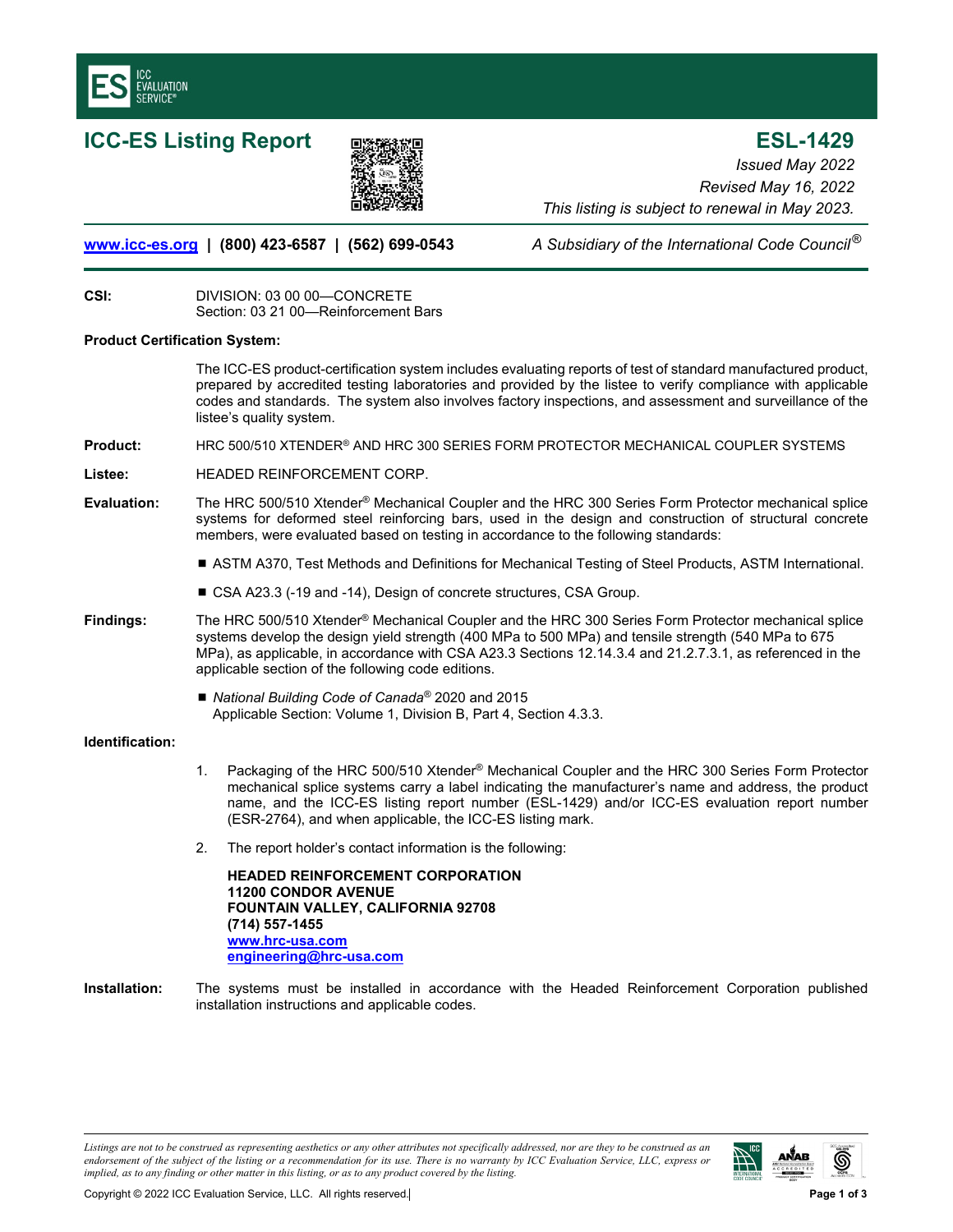# ICC-ES Listing Report

## ESL-1429

*Issued May 2022*
*Revised May 16, 2022*
*This listing is subject to renewal in May 2023.*

**www.icc-es.org | (800) 423-6587 | (562) 699-0543** *A Subsidiary of the International Code Council®*

**CSI:** DIVISION: 03 00 00—CONCRETE
Section: 03 21 00—Reinforcement Bars

**Product Certification System:**

The ICC-ES product-certification system includes evaluating reports of test of standard manufactured product, prepared by accredited testing laboratories and provided by the listee to verify compliance with applicable codes and standards. The system also involves factory inspections, and assessment and surveillance of the listee's quality system.

**Product:** HRC 500/510 XTENDER® AND HRC 300 SERIES FORM PROTECTOR MECHANICAL COUPLER SYSTEMS

**Listee:** HEADED REINFORCEMENT CORP.

**Evaluation:** The HRC 500/510 Xtender® Mechanical Coupler and the HRC 300 Series Form Protector mechanical splice systems for deformed steel reinforcing bars, used in the design and construction of structural concrete members, were evaluated based on testing in accordance to the following standards:

- ASTM A370, Test Methods and Definitions for Mechanical Testing of Steel Products, ASTM International.
- CSA A23.3 (-19 and -14), Design of concrete structures, CSA Group.

**Findings:** The HRC 500/510 Xtender® Mechanical Coupler and the HRC 300 Series Form Protector mechanical splice systems develop the design yield strength (400 MPa to 500 MPa) and tensile strength (540 MPa to 675 MPa), as applicable, in accordance with CSA A23.3 Sections 12.14.3.4 and 21.2.7.3.1, as referenced in the applicable section of the following code editions.

- *National Building Code of Canada®* 2020 and 2015
  Applicable Section: Volume 1, Division B, Part 4, Section 4.3.3.

**Identification:**

1. Packaging of the HRC 500/510 Xtender® Mechanical Coupler and the HRC 300 Series Form Protector mechanical splice systems carry a label indicating the manufacturer's name and address, the product name, and the ICC-ES listing report number (ESL-1429) and/or ICC-ES evaluation report number (ESR-2764), and when applicable, the ICC-ES listing mark.
2. The report holder's contact information is the following:

   **HEADED REINFORCEMENT CORPORATION**
   **11200 CONDOR AVENUE**
   **FOUNTAIN VALLEY, CALIFORNIA 92708**
   **(714) 557-1455**
   **www.hrc-usa.com**
   **engineering@hrc-usa.com**

**Installation:** The systems must be installed in accordance with the Headed Reinforcement Corporation published installation instructions and applicable codes.

*Listings are not to be construed as representing aesthetics or any other attributes not specifically addressed, nor are they to be construed as an endorsement of the subject of the listing or a recommendation for its use. There is no warranty by ICC Evaluation Service, LLC, express or implied, as to any finding or other matter in this listing, or as to any product covered by the listing.*

Copyright © 2022 ICC Evaluation Service, LLC. All rights reserved.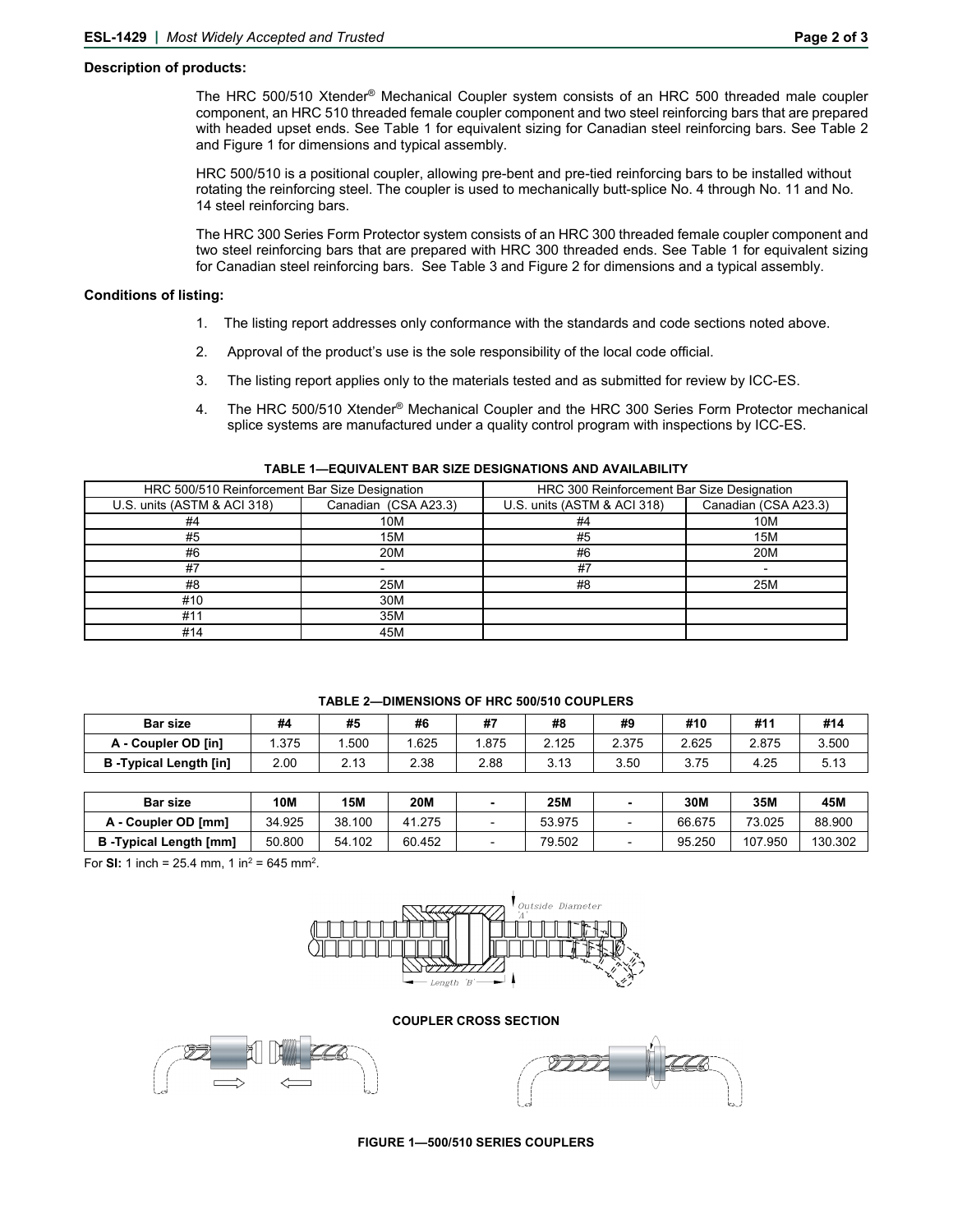**Description of products:**

The HRC 500/510 Xtender® Mechanical Coupler system consists of an HRC 500 threaded male coupler component, an HRC 510 threaded female coupler component and two steel reinforcing bars that are prepared with headed upset ends. See Table 1 for equivalent sizing for Canadian steel reinforcing bars. See Table 2 and Figure 1 for dimensions and typical assembly.

HRC 500/510 is a positional coupler, allowing pre-bent and pre-tied reinforcing bars to be installed without rotating the reinforcing steel. The coupler is used to mechanically butt-splice No. 4 through No. 11 and No. 14 steel reinforcing bars.

The HRC 300 Series Form Protector system consists of an HRC 300 threaded female coupler component and two steel reinforcing bars that are prepared with HRC 300 threaded ends. See Table 1 for equivalent sizing for Canadian steel reinforcing bars. See Table 3 and Figure 2 for dimensions and a typical assembly.

**Conditions of listing:**

1. The listing report addresses only conformance with the standards and code sections noted above.
2. Approval of the product's use is the sole responsibility of the local code official.
3. The listing report applies only to the materials tested and as submitted for review by ICC-ES.
4. The HRC 500/510 Xtender® Mechanical Coupler and the HRC 300 Series Form Protector mechanical splice systems are manufactured under a quality control program with inspections by ICC-ES.

**TABLE 1—EQUIVALENT BAR SIZE DESIGNATIONS AND AVAILABILITY**

| HRC 500/510 Reinforcement Bar Size Designation | | HRC 300 Reinforcement Bar Size Designation | |
|---|---|---|---|
| U.S. units (ASTM & ACI 318) | Canadian (CSA A23.3) | U.S. units (ASTM & ACI 318) | Canadian (CSA A23.3) |
| #4 | 10M | #4 | 10M |
| #5 | 15M | #5 | 15M |
| #6 | 20M | #6 | 20M |
| #7 | - | #7 | - |
| #8 | 25M | #8 | 25M |
| #10 | 30M | | |
| #11 | 35M | | |
| #14 | 45M | | |

**TABLE 2—DIMENSIONS OF HRC 500/510 COUPLERS**

| Bar size | #4 | #5 | #6 | #7 | #8 | #9 | #10 | #11 | #14 |
|---|---|---|---|---|---|---|---|---|---|
| A - Coupler OD [in] | 1.375 | 1.500 | 1.625 | 1.875 | 2.125 | 2.375 | 2.625 | 2.875 | 3.500 |
| B -Typical Length [in] | 2.00 | 2.13 | 2.38 | 2.88 | 3.13 | 3.50 | 3.75 | 4.25 | 5.13 |

| Bar size | 10M | 15M | 20M | - | 25M | - | 30M | 35M | 45M |
|---|---|---|---|---|---|---|---|---|---|
| A - Coupler OD [mm] | 34.925 | 38.100 | 41.275 | - | 53.975 | - | 66.675 | 73.025 | 88.900 |
| B -Typical Length [mm] | 50.800 | 54.102 | 60.452 | - | 79.502 | - | 95.250 | 107.950 | 130.302 |

For **SI:** 1 inch = 25.4 mm, 1 in$^2$ = 645 mm$^2$.

Outside Diameter 'A'

Length 'B'

**COUPLER CROSS SECTION**

**FIGURE 1—500/510 SERIES COUPLERS**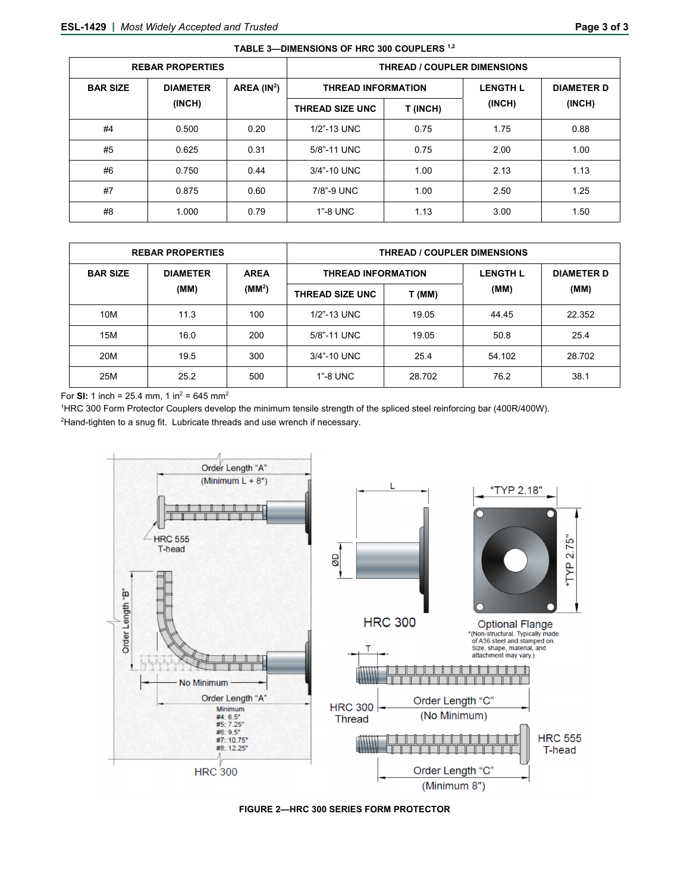**TABLE 3—DIMENSIONS OF HRC 300 COUPLERS [1,2]**

| REBAR PROPERTIES | | | THREAD / COUPLER DIMENSIONS | | | |
|---|---|---|---|---|---|---|
| BAR SIZE | DIAMETER (INCH) | AREA ($IN^2$) | THREAD INFORMATION | | LENGTH L (INCH) | DIAMETER D (INCH) |
| | | | THREAD SIZE UNC | T (INCH) | | |
| #4 | 0.500 | 0.20 | 1/2"-13 UNC | 0.75 | 1.75 | 0.88 |
| #5 | 0.625 | 0.31 | 5/8"-11 UNC | 0.75 | 2.00 | 1.00 |
| #6 | 0.750 | 0.44 | 3/4"-10 UNC | 1.00 | 2.13 | 1.13 |
| #7 | 0.875 | 0.60 | 7/8"-9 UNC | 1.00 | 2.50 | 1.25 |
| #8 | 1.000 | 0.79 | 1"-8 UNC | 1.13 | 3.00 | 1.50 |

| REBAR PROPERTIES | | | THREAD / COUPLER DIMENSIONS | | | |
|---|---|---|---|---|---|---|
| BAR SIZE | DIAMETER (MM) | AREA ($MM^2$) | THREAD INFORMATION | | LENGTH L (MM) | DIAMETER D (MM) |
| | | | THREAD SIZE UNC | T (MM) | | |
| 10M | 11.3 | 100 | 1/2"-13 UNC | 19.05 | 44.45 | 22.352 |
| 15M | 16.0 | 200 | 5/8"-11 UNC | 19.05 | 50.8 | 25.4 |
| 20M | 19.5 | 300 | 3/4"-10 UNC | 25.4 | 54.102 | 28.702 |
| 25M | 25.2 | 500 | 1"-8 UNC | 28.702 | 76.2 | 38.1 |

For **SI:** 1 inch = 25.4 mm, 1 $in^2$ = 645 $mm^2$

[1]HRC 300 Form Protector Couplers develop the minimum tensile strength of the spliced steel reinforcing bar (400R/400W).

[2]Hand-tighten to a snug fit. Lubricate threads and use wrench if necessary.

Order Length "A"
(Minimum L + 8")
HRC 555
T-head
Order Length "B"
No Minimum
Order Length "A"
Minimum
#4: 6.5"
#5: 7.25"
#6: 9.5"
#7: 10.75"
#8: 12.25"
HRC 300

L
ØD
HRC 300

*TYP 2.18"
*TYP 2.75"
Optional Flange
*(Non-structural. Typically made of A36 steel and stamped on. Size, shape, material, and attachment may vary.)

T
HRC 300
Thread
Order Length "C"
(No Minimum)

HRC 555
T-head
Order Length "C"
(Minimum 8")

**FIGURE 2—HRC 300 SERIES FORM PROTECTOR**